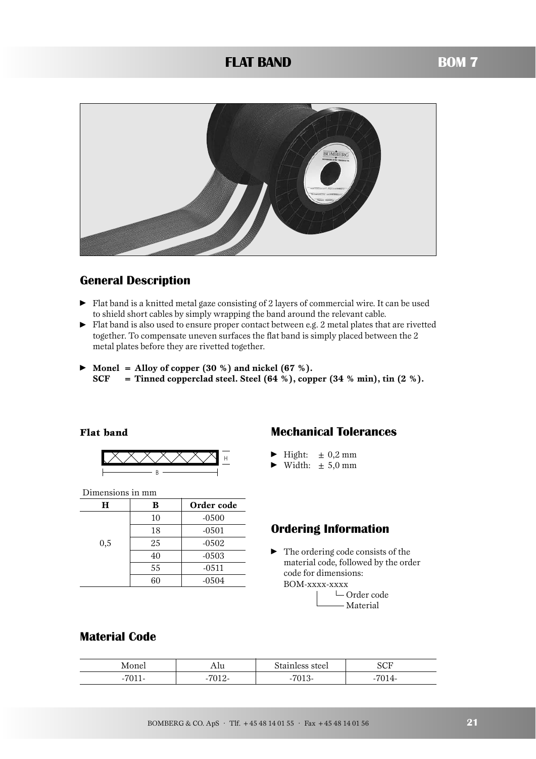# FLAT BAND

## BOM 7

## General Description

- Flat band is a knitted metal gaze consisting of 2 layers of commercial wire. It can be used to shield short cables by simply wrapping the band around the relevant cable.
- Flat band is also used to ensure proper contact between e.g. 2 metal plates that are rivetted together. To compensate uneven surfaces the flat band is simply placed between the 2 metal plates before they are rivetted together.

- **Monel = Alloy of copper (30 %) and nickel (67 %).**
  **SCF = Tinned copperclad steel. Steel (64 %), copper (34 % min), tin (2 %).**

### Flat band

Dimensions in mm

| H | B | Order code |
|---|---|---|
| 0,5 | 10 | -0500 |
| | 18 | -0501 |
| | 25 | -0502 |
| | 40 | -0503 |
| | 55 | -0511 |
| | 60 | -0504 |

## Mechanical Tolerances

- Hight: ± 0,2 mm
- Width: ± 5,0 mm

## Ordering Information

- The ordering code consists of the material code, followed by the order code for dimensions:
  BOM-xxxx-xxxx
  - Order code
  - Material

## Material Code

| Monel | Alu | Stainless steel | SCF |
|---|---|---|---|
| -7011- | -7012- | -7013- | -7014- |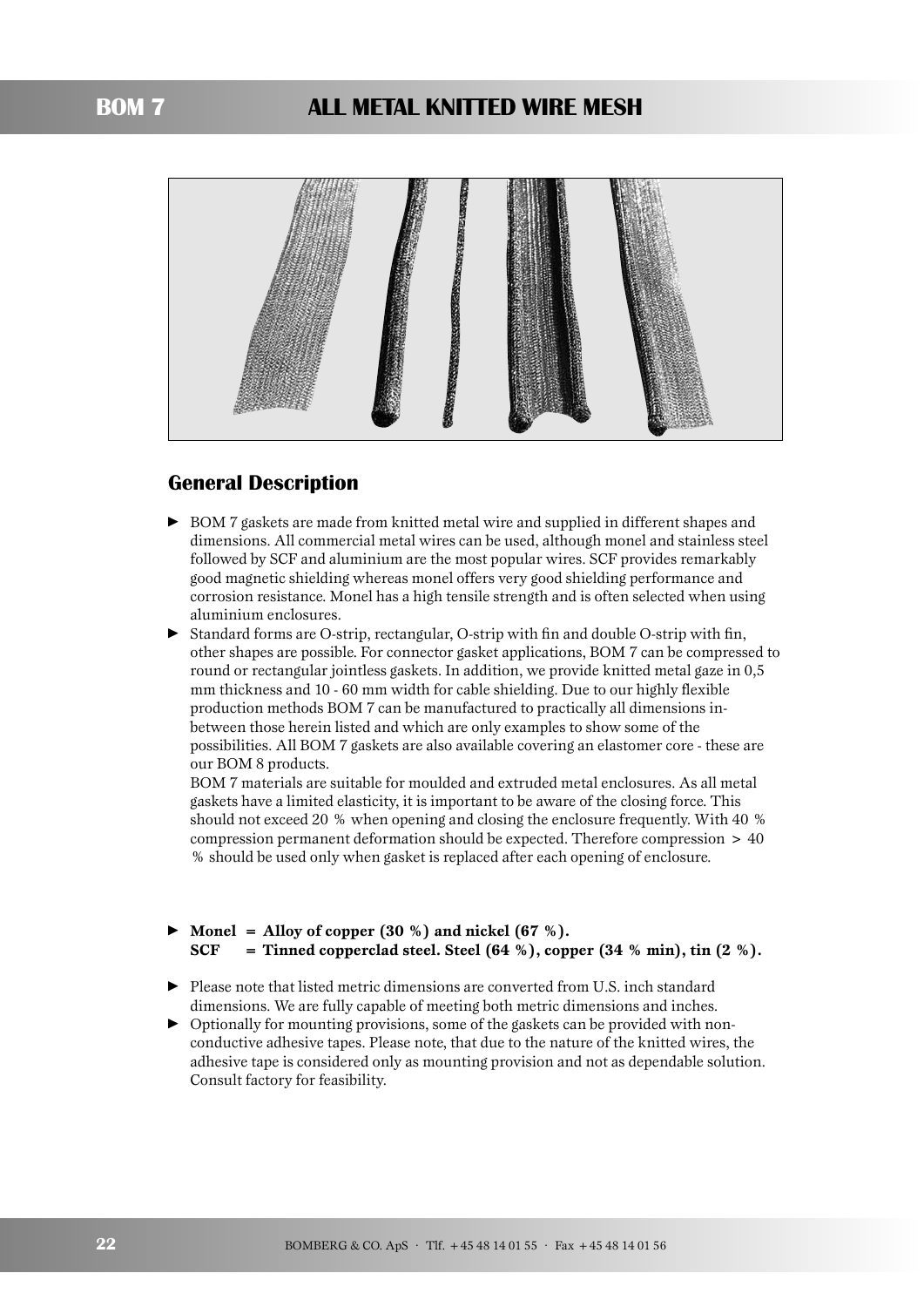# BOM 7 ALL METAL KNITTED WIRE MESH

## General Description

- BOM 7 gaskets are made from knitted metal wire and supplied in different shapes and dimensions. All commercial metal wires can be used, although monel and stainless steel followed by SCF and aluminium are the most popular wires. SCF provides remarkably good magnetic shielding whereas monel offers very good shielding performance and corrosion resistance. Monel has a high tensile strength and is often selected when using aluminium enclosures.
- Standard forms are O-strip, rectangular, O-strip with fin and double O-strip with fin, other shapes are possible. For connector gasket applications, BOM 7 can be compressed to round or rectangular jointless gaskets. In addition, we provide knitted metal gaze in 0,5 mm thickness and 10 - 60 mm width for cable shielding. Due to our highly flexible production methods BOM 7 can be manufactured to practically all dimensions in-between those herein listed and which are only examples to show some of the possibilities. All BOM 7 gaskets are also available covering an elastomer core - these are our BOM 8 products.

  BOM 7 materials are suitable for moulded and extruded metal enclosures. As all metal gaskets have a limited elasticity, it is important to be aware of the closing force. This should not exceed 20 % when opening and closing the enclosure frequently. With 40 % compression permanent deformation should be expected. Therefore compression > 40 % should be used only when gasket is replaced after each opening of enclosure.

- **Monel = Alloy of copper (30 %) and nickel (67 %).**
  **SCF = Tinned copperclad steel. Steel (64 %), copper (34 % min), tin (2 %).**

- Please note that listed metric dimensions are converted from U.S. inch standard dimensions. We are fully capable of meeting both metric dimensions and inches.
- Optionally for mounting provisions, some of the gaskets can be provided with non-conductive adhesive tapes. Please note, that due to the nature of the knitted wires, the adhesive tape is considered only as mounting provision and not as dependable solution. Consult factory for feasibility.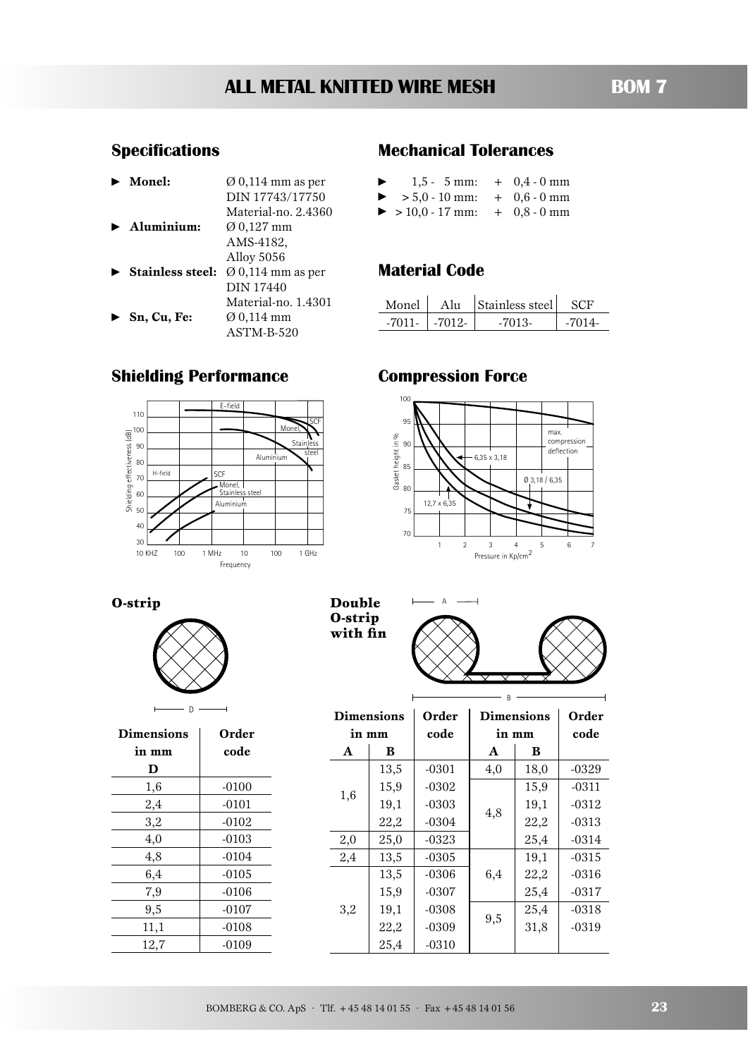# ALL METAL KNITTED WIRE MESH

**BOM 7**

## Specifications

- **Monel:** Ø 0,114 mm as per DIN 17743/17750 Material-no. 2.4360
- **Aluminium:** Ø 0,127 mm AMS-4182, Alloy 5056
- **Stainless steel:** Ø 0,114 mm as per DIN 17440 Material-no. 1.4301
- **Sn, Cu, Fe:** Ø 0,114 mm ASTM-B-520

## Mechanical Tolerances

- 1,5 - 5 mm: + 0,4 - 0 mm
- > 5,0 - 10 mm: + 0,6 - 0 mm
- > 10,0 - 17 mm: + 0,8 - 0 mm

## Material Code

| Monel | Alu | Stainless steel | SCF |
|---|---|---|---|
| -7011- | -7012- | -7013- | -7014- |

## Shielding Performance

## Compression Force

## O-strip

| Dimensions in mm D | Order code |
|---|---|
| 1,6 | -0100 |
| 2,4 | -0101 |
| 3,2 | -0102 |
| 4,0 | -0103 |
| 4,8 | -0104 |
| 6,4 | -0105 |
| 7,9 | -0106 |
| 9,5 | -0107 |
| 11,1 | -0108 |
| 12,7 | -0109 |

## Double O-strip with fin

| Dimensions in mm A | B | Order code | Dimensions in mm A | B | Order code |
|---|---|---|---|---|---|
| 1,6 | 13,5 | -0301 | 4,0 | 18,0 | -0329 |
| 1,6 | 15,9 | -0302 | 4,8 | 15,9 | -0311 |
| 1,6 | 19,1 | -0303 | 4,8 | 19,1 | -0312 |
| 1,6 | 22,2 | -0304 | 4,8 | 22,2 | -0313 |
| 2,0 | 25,0 | -0323 | 4,8 | 25,4 | -0314 |
| 2,4 | 13,5 | -0305 | 6,4 | 19,1 | -0315 |
| 3,2 | 13,5 | -0306 | 6,4 | 22,2 | -0316 |
| 3,2 | 15,9 | -0307 | 6,4 | 25,4 | -0317 |
| 3,2 | 19,1 | -0308 | 9,5 | 25,4 | -0318 |
| 3,2 | 22,2 | -0309 | 9,5 | 31,8 | -0319 |
| 3,2 | 25,4 | -0310 | | | |

BOMBERG & CO. ApS · Tlf. +45 48 14 01 55 · Fax +45 48 14 01 56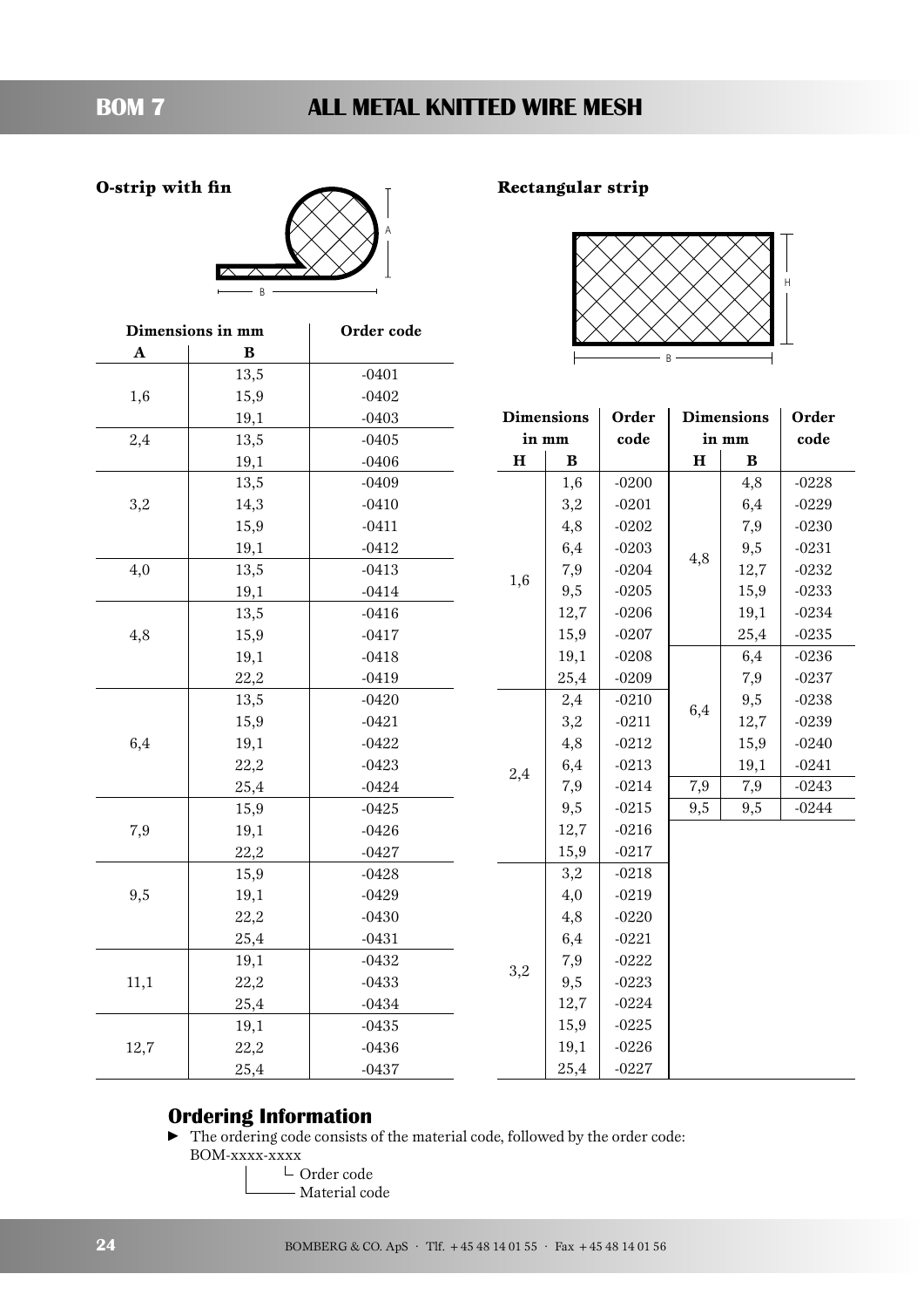# BOM 7 ALL METAL KNITTED WIRE MESH

## O-strip with fin

A

B

| Dimensions in mm | | Order code |
|---|---|---|
| A | B | |
| 1,6 | 13,5 | -0401 |
| | 15,9 | -0402 |
| | 19,1 | -0403 |
| 2,4 | 13,5 | -0405 |
| | 19,1 | -0406 |
| 3,2 | 13,5 | -0409 |
| | 14,3 | -0410 |
| | 15,9 | -0411 |
| | 19,1 | -0412 |
| 4,0 | 13,5 | -0413 |
| | 19,1 | -0414 |
| 4,8 | 13,5 | -0416 |
| | 15,9 | -0417 |
| | 19,1 | -0418 |
| | 22,2 | -0419 |
| 6,4 | 13,5 | -0420 |
| | 15,9 | -0421 |
| | 19,1 | -0422 |
| | 22,2 | -0423 |
| | 25,4 | -0424 |
| 7,9 | 15,9 | -0425 |
| | 19,1 | -0426 |
| | 22,2 | -0427 |
| 9,5 | 15,9 | -0428 |
| | 19,1 | -0429 |
| | 22,2 | -0430 |
| | 25,4 | -0431 |
| 11,1 | 19,1 | -0432 |
| | 22,2 | -0433 |
| | 25,4 | -0434 |
| 12,7 | 19,1 | -0435 |
| | 22,2 | -0436 |
| | 25,4 | -0437 |

## Rectangular strip

H

B

| Dimensions in mm | | Order code | Dimensions in mm | | Order code |
|---|---|---|---|---|---|
| H | B | | H | B | |
| 1,6 | 1,6 | -0200 | 4,8 | 4,8 | -0228 |
| | 3,2 | -0201 | | 6,4 | -0229 |
| | 4,8 | -0202 | | 7,9 | -0230 |
| | 6,4 | -0203 | | 9,5 | -0231 |
| | 7,9 | -0204 | | 12,7 | -0232 |
| | 9,5 | -0205 | | 15,9 | -0233 |
| | 12,7 | -0206 | | 19,1 | -0234 |
| | 15,9 | -0207 | | 25,4 | -0235 |
| | 19,1 | -0208 | 6,4 | 6,4 | -0236 |
| | 25,4 | -0209 | | 7,9 | -0237 |
| 2,4 | 2,4 | -0210 | | 9,5 | -0238 |
| | 3,2 | -0211 | | 12,7 | -0239 |
| | 4,8 | -0212 | | 15,9 | -0240 |
| | 6,4 | -0213 | | 19,1 | -0241 |
| | 7,9 | -0214 | 7,9 | 7,9 | -0243 |
| | 9,5 | -0215 | 9,5 | 9,5 | -0244 |
| | 12,7 | -0216 | | | |
| | 15,9 | -0217 | | | |
| 3,2 | 3,2 | -0218 | | | |
| | 4,0 | -0219 | | | |
| | 4,8 | -0220 | | | |
| | 6,4 | -0221 | | | |
| | 7,9 | -0222 | | | |
| | 9,5 | -0223 | | | |
| | 12,7 | -0224 | | | |
| | 15,9 | -0225 | | | |
| | 19,1 | -0226 | | | |
| | 25,4 | -0227 | | | |

## Ordering Information

► The ordering code consists of the material code, followed by the order code:

BOM-xxxx-xxxx

└ Order code

└ Material code